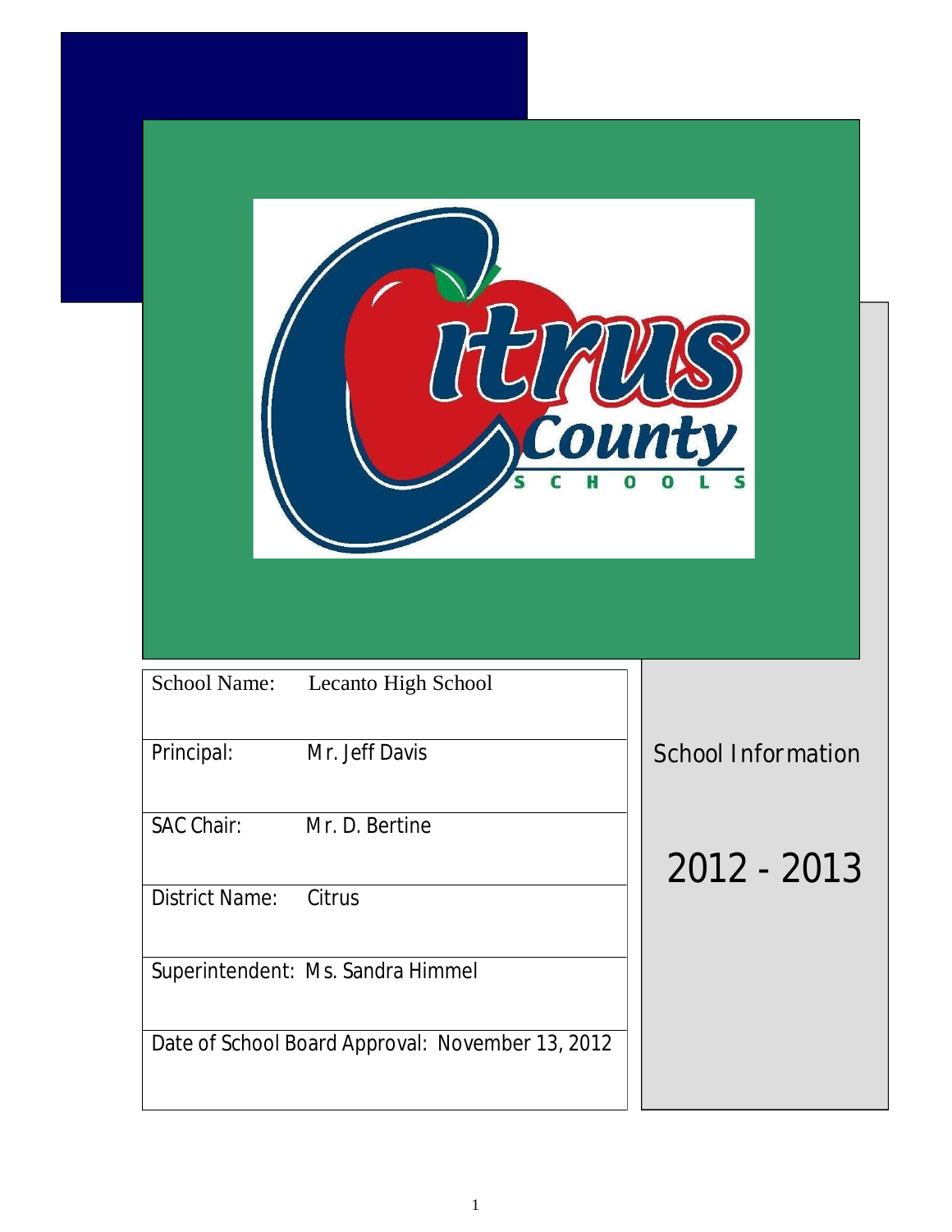| | |
|---|---|
| School Name: | Lecanto High School |
| Principal: | Mr. Jeff Davis |
| SAC Chair: | Mr. D. Bertine |
| District Name: | Citrus |
| Superintendent: | Ms. Sandra Himmel |
| Date of School Board Approval: | November 13, 2012 |

# School Information

# 2012 - 2013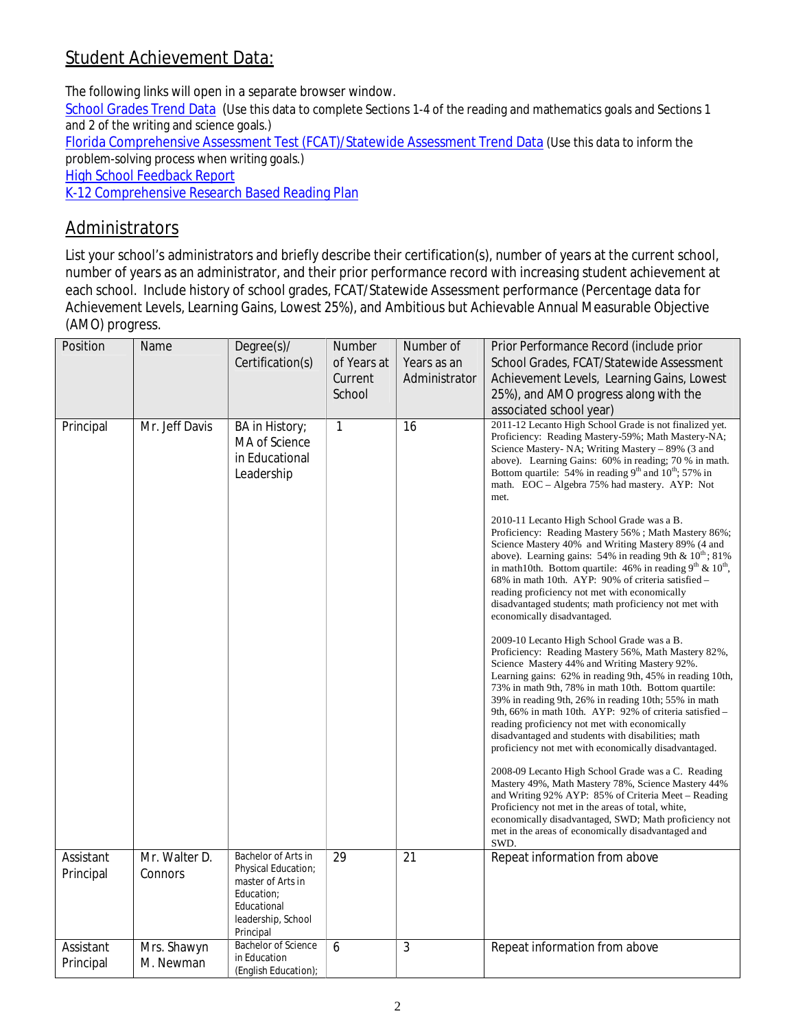## Student Achievement Data:

The following links will open in a separate browser window.

School Grades Trend Data (Use this data to complete Sections 1-4 of the reading and mathematics goals and Sections 1 and 2 of the writing and science goals.)

Florida Comprehensive Assessment Test (FCAT)/Statewide Assessment Trend Data (Use this data to inform the problem-solving process when writing goals.)

High School Feedback Report

K-12 Comprehensive Research Based Reading Plan

## Administrators

List your school's administrators and briefly describe their certification(s), number of years at the current school, number of years as an administrator, and their prior performance record with increasing student achievement at each school. Include history of school grades, FCAT/Statewide Assessment performance (Percentage data for Achievement Levels, Learning Gains, Lowest 25%), and Ambitious but Achievable Annual Measurable Objective (AMO) progress.

| Position | Name | Degree(s)/ Certification(s) | Number of Years at Current School | Number of Years as an Administrator | Prior Performance Record (include prior School Grades, FCAT/Statewide Assessment Achievement Levels, Learning Gains, Lowest 25%), and AMO progress along with the associated school year) |
|---|---|---|---|---|---|
| Principal | Mr. Jeff Davis | BA in History; MA of Science in Educational Leadership | 1 | 16 | 2011-12 Lecanto High School Grade is not finalized yet. Proficiency: Reading Mastery-59%; Math Mastery-NA; Science Mastery- NA; Writing Mastery – 89% (3 and above). Learning Gains: 60% in reading; 70 % in math. Bottom quartile: 54% in reading 9th and 10th; 57% in math. EOC – Algebra 75% had mastery. AYP: Not met.<br><br>2010-11 Lecanto High School Grade was a B. Proficiency: Reading Mastery 56% ; Math Mastery 86%; Science Mastery 40% and Writing Mastery 89% (4 and above). Learning gains: 54% in reading 9th & 10th; 81% in math10th. Bottom quartile: 46% in reading 9th & 10th, 68% in math 10th. AYP: 90% of criteria satisfied – reading proficiency not met with economically disadvantaged students; math proficiency not met with economically disadvantaged.<br><br>2009-10 Lecanto High School Grade was a B. Proficiency: Reading Mastery 56%, Math Mastery 82%, Science Mastery 44% and Writing Mastery 92%. Learning gains: 62% in reading 9th, 45% in reading 10th, 73% in math 9th, 78% in math 10th. Bottom quartile: 39% in reading 9th, 26% in reading 10th; 55% in math 9th, 66% in math 10th. AYP: 92% of criteria satisfied – reading proficiency not met with economically disadvantaged and students with disabilities; math proficiency not met with economically disadvantaged.<br><br>2008-09 Lecanto High School Grade was a C. Reading Mastery 49%, Math Mastery 78%, Science Mastery 44% and Writing 92% AYP: 85% of Criteria Meet – Reading Proficiency not met in the areas of total, white, economically disadvantaged, SWD; Math proficiency not met in the areas of economically disadvantaged and SWD. |
| Assistant Principal | Mr. Walter D. Connors | Bachelor of Arts in Physical Education; master of Arts in Education; Educational leadership, School Principal | 29 | 21 | Repeat information from above |
| Assistant Principal | Mrs. Shawyn M. Newman | Bachelor of Science in Education (English Education); | 6 | 3 | Repeat information from above |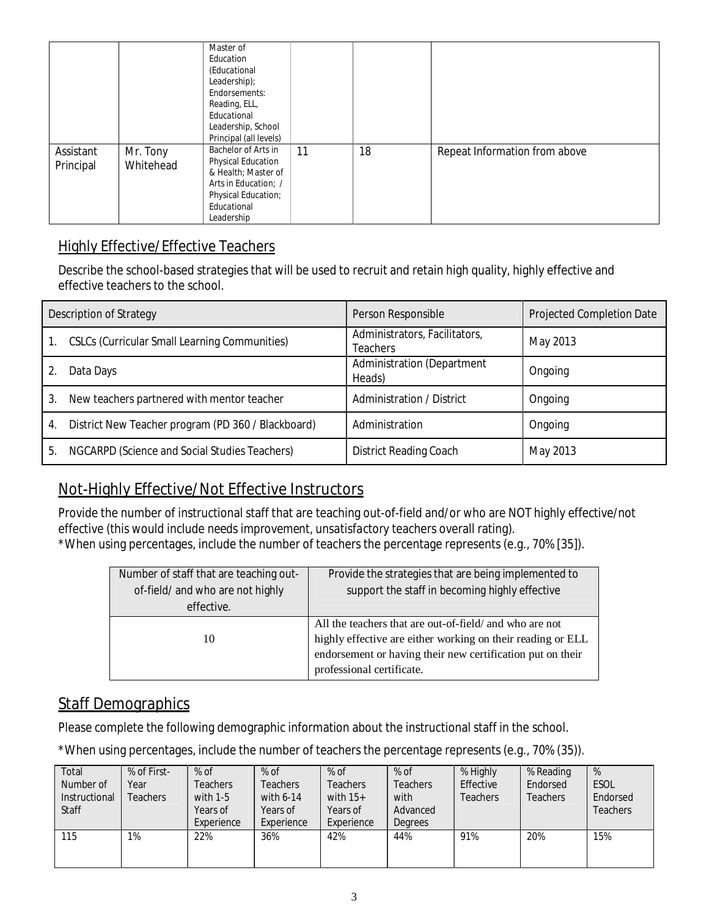| | | Master of Education (Educational Leadership); Endorsements: Reading, ELL, Educational Leadership, School Principal (all levels) | | | |
|---|---|---|---|---|---|
| Assistant Principal | Mr. Tony Whitehead | Bachelor of Arts in Physical Education & Health; Master of Arts in Education; / Physical Education; Educational Leadership | 11 | 18 | Repeat Information from above |

## Highly Effective/Effective Teachers

Describe the school-based strategies that will be used to recruit and retain high quality, highly effective and effective teachers to the school.

| Description of Strategy | Person Responsible | Projected Completion Date |
|---|---|---|
| 1. CSLCs (Curricular Small Learning Communities) | Administrators, Facilitators, Teachers | May 2013 |
| 2. Data Days | Administration (Department Heads) | Ongoing |
| 3. New teachers partnered with mentor teacher | Administration / District | Ongoing |
| 4. District New Teacher program (PD 360 / Blackboard) | Administration | Ongoing |
| 5. NGCARPD (Science and Social Studies Teachers) | District Reading Coach | May 2013 |

## Not-Highly Effective/Not Effective Instructors

Provide the number of instructional staff that are teaching out-of-field and/or who are NOT highly effective/not effective (this would include needs improvement, unsatisfactory teachers overall rating).
*When using percentages, include the number of teachers the percentage represents (e.g., 70% [35]).

| Number of staff that are teaching out-of-field/ and who are not highly effective. | Provide the strategies that are being implemented to support the staff in becoming highly effective |
|---|---|
| 10 | All the teachers that are out-of-field/ and who are not highly effective are either working on their reading or ELL endorsement or having their new certification put on their professional certificate. |

## Staff Demographics

Please complete the following demographic information about the instructional staff in the school.

*When using percentages, include the number of teachers the percentage represents (e.g., 70% (35)).

| Total Number of Instructional Staff | % of First-Year Teachers | % of Teachers with 1-5 Years of Experience | % of Teachers with 6-14 Years of Experience | % of Teachers with 15+ Years of Experience | % of Teachers with Advanced Degrees | % Highly Effective Teachers | % Reading Endorsed Teachers | % ESOL Endorsed Teachers |
|---|---|---|---|---|---|---|---|---|
| 115 | 1% | 22% | 36% | 42% | 44% | 91% | 20% | 15% |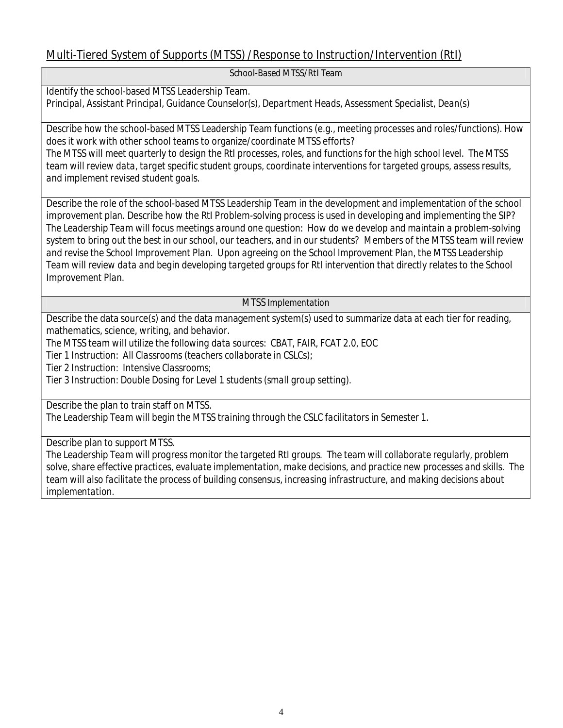## Multi-Tiered System of Supports (MTSS) /Response to Instruction/Intervention (RtI)

| School-Based MTSS/RtI Team |
|---|
| Identify the school-based MTSS Leadership Team.<br>*Principal, Assistant Principal, Guidance Counselor(s), Department Heads, Assessment Specialist, Dean(s)* |
| Describe how the school-based MTSS Leadership Team functions (e.g., meeting processes and roles/functions). How does it work with other school teams to organize/coordinate MTSS efforts?<br>*The MTSS will meet quarterly to design the RtI processes, roles, and functions for the high school level. The MTSS team will review data, target specific student groups, coordinate interventions for targeted groups, assess results, and implement revised student goals.* |
| Describe the role of the school-based MTSS Leadership Team in the development and implementation of the school improvement plan. Describe how the RtI Problem-solving process is used in developing and implementing the SIP?<br>*The Leadership Team will focus meetings around one question: How do we develop and maintain a problem-solving system to bring out the best in our school, our teachers, and in our students? Members of the MTSS team will review and revise the School Improvement Plan. Upon agreeing on the School Improvement Plan, the MTSS Leadership Team will review data and begin developing targeted groups for RtI intervention that directly relates to the School Improvement Plan.* |

| MTSS Implementation |
|---|
| Describe the data source(s) and the data management system(s) used to summarize data at each tier for reading, mathematics, science, writing, and behavior.<br>*The MTSS team will utilize the following data sources: CBAT, FAIR, FCAT 2.0, EOC*<br>*Tier 1 Instruction: All Classrooms (teachers collaborate in CSLCs);*<br>*Tier 2 Instruction: Intensive Classrooms;*<br>*Tier 3 Instruction: Double Dosing for Level 1 students (small group setting).* |
| Describe the plan to train staff on MTSS.<br>*The Leadership Team will begin the MTSS training through the CSLC facilitators in Semester 1.* |
| Describe plan to support MTSS.<br>*The Leadership Team will progress monitor the targeted RtI groups. The team will collaborate regularly, problem solve, share effective practices, evaluate implementation, make decisions, and practice new processes and skills. The team will also facilitate the process of building consensus, increasing infrastructure, and making decisions about implementation.* |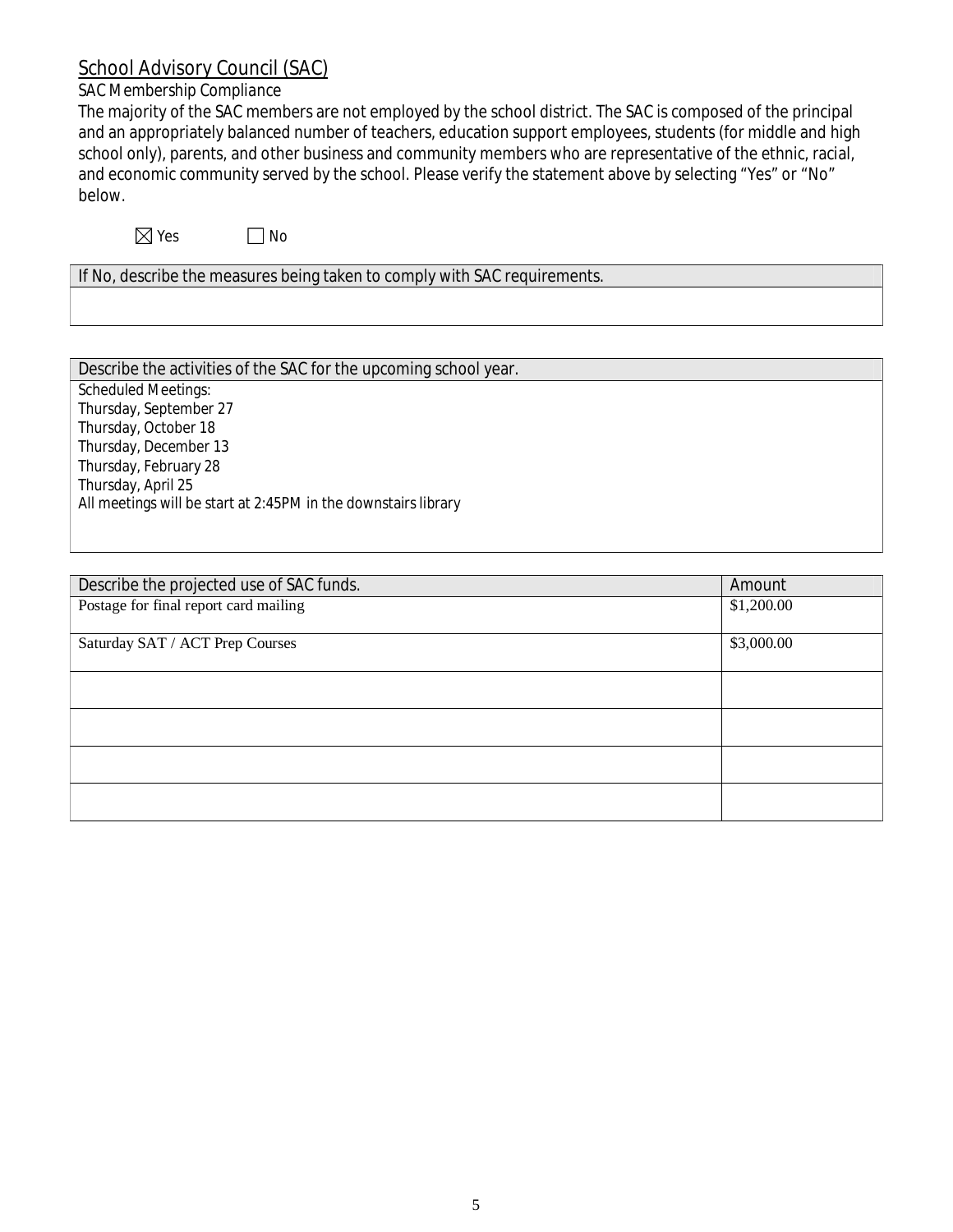## School Advisory Council (SAC)

SAC Membership Compliance

The majority of the SAC members are not employed by the school district. The SAC is composed of the principal and an appropriately balanced number of teachers, education support employees, students (for middle and high school only), parents, and other business and community members who are representative of the ethnic, racial, and economic community served by the school. Please verify the statement above by selecting "Yes" or "No" below.

☒ Yes ☐ No

| If No, describe the measures being taken to comply with SAC requirements. |
|---|
| |

| Describe the activities of the SAC for the upcoming school year. |
|---|
| Scheduled Meetings:<br>Thursday, September 27<br>Thursday, October 18<br>Thursday, December 13<br>Thursday, February 28<br>Thursday, April 25<br>All meetings will be start at 2:45PM in the downstairs library |

| Describe the projected use of SAC funds. | Amount |
|---|---|
| Postage for final report card mailing | $1,200.00 |
| Saturday SAT / ACT Prep Courses | $3,000.00 |
| | |
| | |
| | |
| | |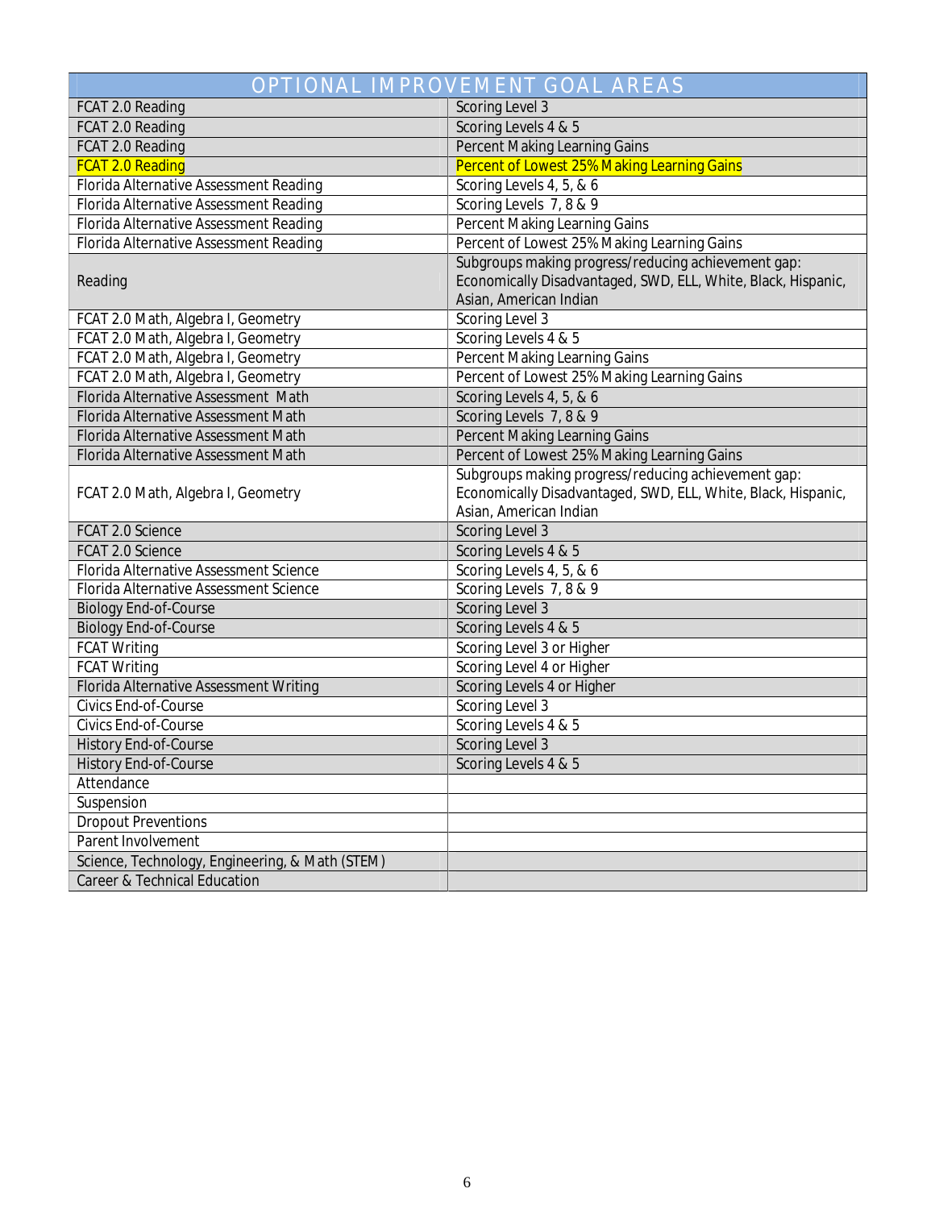| OPTIONAL IMPROVEMENT GOAL AREAS | |
|---|---|
| FCAT 2.0 Reading | Scoring Level 3 |
| FCAT 2.0 Reading | Scoring Levels 4 & 5 |
| FCAT 2.0 Reading | Percent Making Learning Gains |
| FCAT 2.0 Reading | Percent of Lowest 25% Making Learning Gains |
| Florida Alternative Assessment Reading | Scoring Levels 4, 5, & 6 |
| Florida Alternative Assessment Reading | Scoring Levels 7, 8 & 9 |
| Florida Alternative Assessment Reading | Percent Making Learning Gains |
| Florida Alternative Assessment Reading | Percent of Lowest 25% Making Learning Gains |
| Reading | Subgroups making progress/reducing achievement gap: Economically Disadvantaged, SWD, ELL, White, Black, Hispanic, Asian, American Indian |
| FCAT 2.0 Math, Algebra I, Geometry | Scoring Level 3 |
| FCAT 2.0 Math, Algebra I, Geometry | Scoring Levels 4 & 5 |
| FCAT 2.0 Math, Algebra I, Geometry | Percent Making Learning Gains |
| FCAT 2.0 Math, Algebra I, Geometry | Percent of Lowest 25% Making Learning Gains |
| Florida Alternative Assessment Math | Scoring Levels 4, 5, & 6 |
| Florida Alternative Assessment Math | Scoring Levels 7, 8 & 9 |
| Florida Alternative Assessment Math | Percent Making Learning Gains |
| Florida Alternative Assessment Math | Percent of Lowest 25% Making Learning Gains |
| FCAT 2.0 Math, Algebra I, Geometry | Subgroups making progress/reducing achievement gap: Economically Disadvantaged, SWD, ELL, White, Black, Hispanic, Asian, American Indian |
| FCAT 2.0 Science | Scoring Level 3 |
| FCAT 2.0 Science | Scoring Levels 4 & 5 |
| Florida Alternative Assessment Science | Scoring Levels 4, 5, & 6 |
| Florida Alternative Assessment Science | Scoring Levels 7, 8 & 9 |
| Biology End-of-Course | Scoring Level 3 |
| Biology End-of-Course | Scoring Levels 4 & 5 |
| FCAT Writing | Scoring Level 3 or Higher |
| FCAT Writing | Scoring Level 4 or Higher |
| Florida Alternative Assessment Writing | Scoring Levels 4 or Higher |
| Civics End-of-Course | Scoring Level 3 |
| Civics End-of-Course | Scoring Levels 4 & 5 |
| History End-of-Course | Scoring Level 3 |
| History End-of-Course | Scoring Levels 4 & 5 |
| Attendance | |
| Suspension | |
| Dropout Preventions | |
| Parent Involvement | |
| Science, Technology, Engineering, & Math (STEM) | |
| Career & Technical Education | |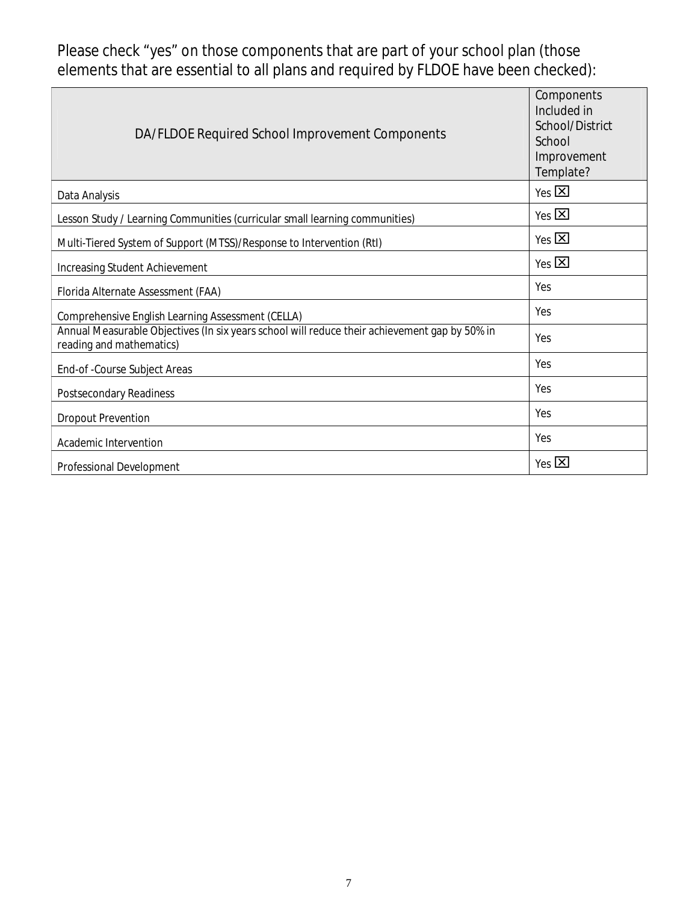Please check "yes" on those components that are part of your school plan (those elements that are essential to all plans and required by FLDOE have been checked):

| DA/FLDOE Required School Improvement Components | Components Included in School/District School Improvement Template? |
|---|---|
| Data Analysis | Yes ☒ |
| Lesson Study / Learning Communities (curricular small learning communities) | Yes ☒ |
| Multi-Tiered System of Support (MTSS)/Response to Intervention (RtI) | Yes ☒ |
| Increasing Student Achievement | Yes ☒ |
| Florida Alternate Assessment (FAA) | Yes |
| Comprehensive English Learning Assessment (CELLA) | Yes |
| Annual Measurable Objectives (In six years school will reduce their achievement gap by 50% in reading and mathematics) | Yes |
| End-of -Course Subject Areas | Yes |
| Postsecondary Readiness | Yes |
| Dropout Prevention | Yes |
| Academic Intervention | Yes |
| Professional Development | Yes ☒ |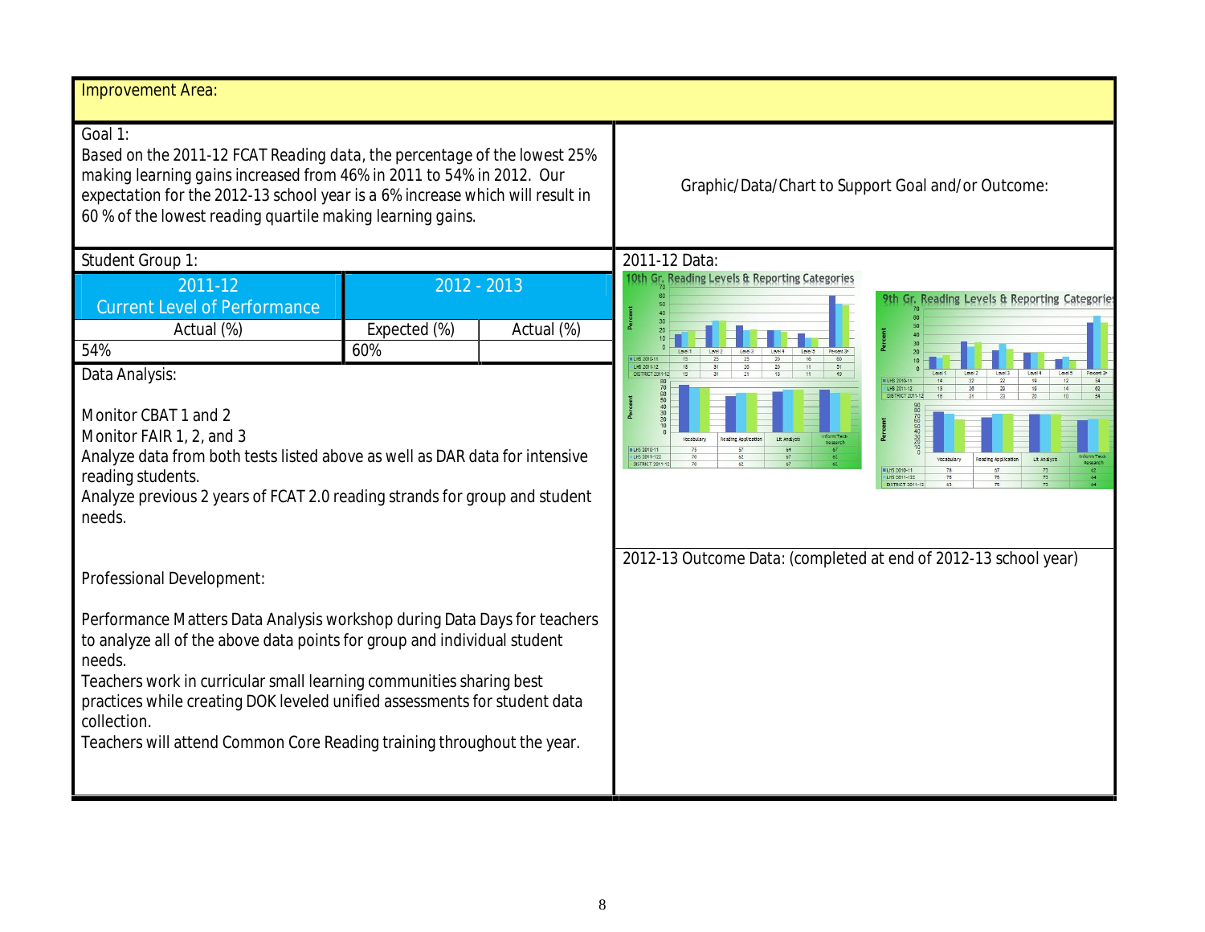**Improvement Area:**

**Goal 1:**
Based on the 2011-12 FCAT Reading data, the percentage of the lowest 25% making learning gains increased from 46% in 2011 to 54% in 2012. Our expectation for the 2012-13 school year is a 6% increase which will result in 60 % of the lowest reading quartile making learning gains.

Graphic/Data/Chart to Support Goal and/or Outcome:

**Student Group 1:**

| 2011-12 Current Level of Performance | 2012 - 2013 | |
|---|---|---|
| Actual (%) | Expected (%) | Actual (%) |
| 54% | 60% | |

**Data Analysis:**

Monitor CBAT 1 and 2
Monitor FAIR 1, 2, and 3
Analyze data from both tests listed above as well as DAR data for intensive reading students.
Analyze previous 2 years of FCAT 2.0 reading strands for group and student needs.

**Professional Development:**

Performance Matters Data Analysis workshop during Data Days for teachers to analyze all of the above data points for group and individual student needs.
Teachers work in curricular small learning communities sharing best practices while creating DOK leveled unified assessments for student data collection.
Teachers will attend Common Core Reading training throughout the year.

**2011-12 Data:**

10th Gr. Reading Levels & Reporting Categories

| | Level 1 | Level 2 | Level 3 | Level 4 | Level 5 | Percent 3+ |
|---|---|---|---|---|---|---|
| LHS 2010-11 | 15 | 25 | 25 | 20 | 16 | 60 |
| LHS 2011-12 | 18 | 31 | 20 | 20 | 11 | 51 |
| DISTRICT 2011-12 | 19 | 31 | 21 | 18 | 11 | 49 |

| | Vocabulary | Reading Application | Lit Analysis | Inform/Text-Research |
|---|---|---|---|---|
| LHS 2010-11 | 75 | 57 | 64 | 67 |
| LHS 2011-12 | 70 | 62 | 67 | 62 |
| DISTRICT 2011-12 | 70 | 62 | 67 | 62 |

9th Gr. Reading Levels & Reporting Categories

| | Level 1 | Level 2 | Level 3 | Level 4 | Level 5 | Percent 3+ |
|---|---|---|---|---|---|---|
| LHS 2010-11 | 14 | 32 | 22 | 19 | 12 | 54 |
| LHS 2011-12 | 13 | 26 | 29 | 19 | 14 | 62 |
| DISTRICT 2011-12 | 16 | 31 | 23 | 20 | 10 | 54 |

| | Vocabulary | Reading Application | Lit Analysis | Inform/Text-Research |
|---|---|---|---|---|
| LHS 2010-11 | 78 | 67 | 73 | 62 |
| LHS 2011-12 | 75 | 75 | 73 | 64 |
| DISTRICT 2011-12 | 63 | 75 | 73 | 64 |

**2012-13 Outcome Data:** (completed at end of 2012-13 school year)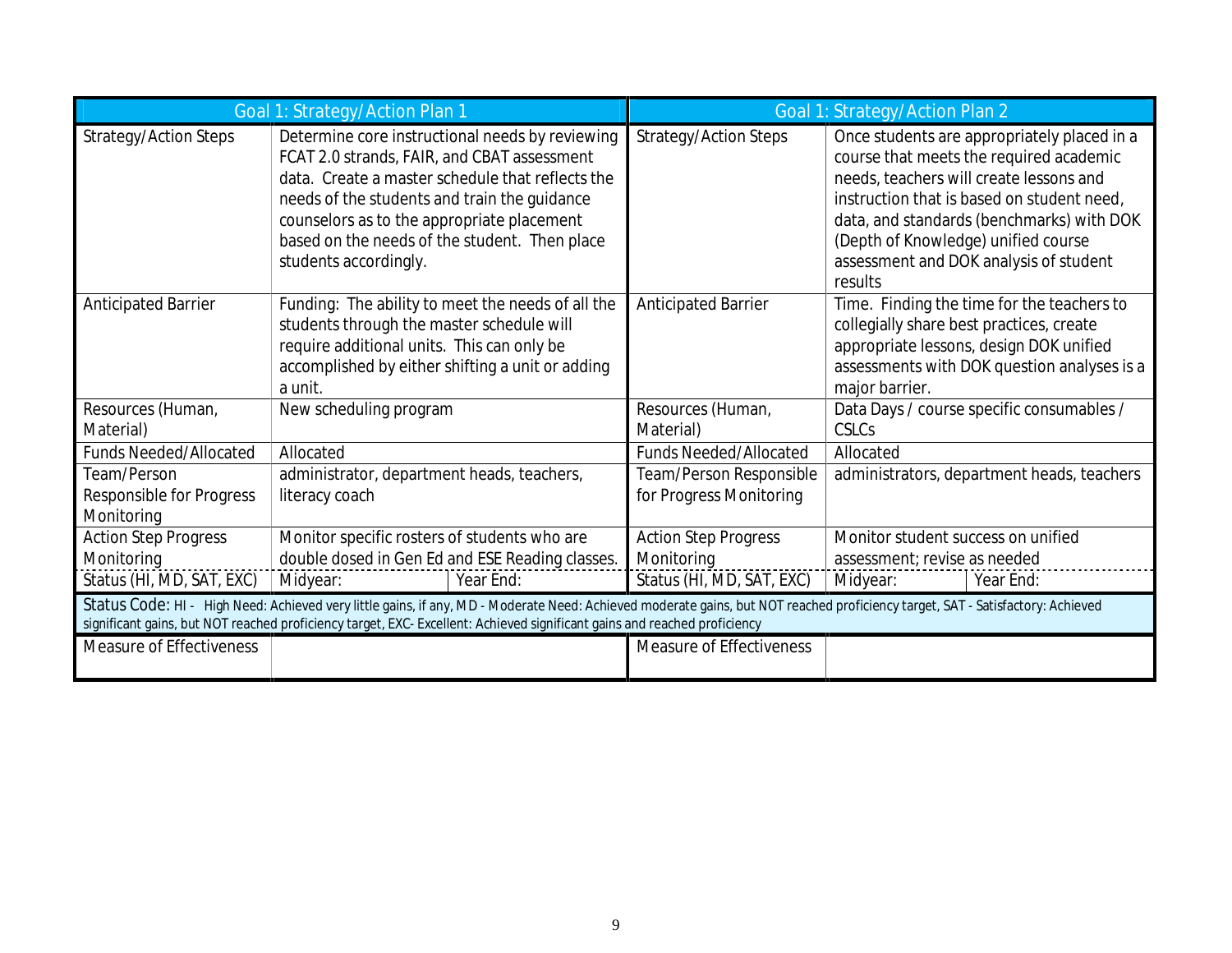| Goal 1: Strategy/Action Plan 1 | | | Goal 1: Strategy/Action Plan 2 | | |
|---|---|---|---|---|---|
| Strategy/Action Steps | Determine core instructional needs by reviewing FCAT 2.0 strands, FAIR, and CBAT assessment data. Create a master schedule that reflects the needs of the students and train the guidance counselors as to the appropriate placement based on the needs of the student. Then place students accordingly. | | Strategy/Action Steps | Once students are appropriately placed in a course that meets the required academic needs, teachers will create lessons and instruction that is based on student need, data, and standards (benchmarks) with DOK (Depth of Knowledge) unified course assessment and DOK analysis of student results | |
| Anticipated Barrier | Funding: The ability to meet the needs of all the students through the master schedule will require additional units. This can only be accomplished by either shifting a unit or adding a unit. | | Anticipated Barrier | Time. Finding the time for the teachers to collegially share best practices, create appropriate lessons, design DOK unified assessments with DOK question analyses is a major barrier. | |
| Resources (Human, Material) | New scheduling program | | Resources (Human, Material) | Data Days / course specific consumables / CSLCs | |
| Funds Needed/Allocated | Allocated | | Funds Needed/Allocated | Allocated | |
| Team/Person Responsible for Progress Monitoring | administrator, department heads, teachers, literacy coach | | Team/Person Responsible for Progress Monitoring | administrators, department heads, teachers | |
| Action Step Progress Monitoring | Monitor specific rosters of students who are double dosed in Gen Ed and ESE Reading classes. | | Action Step Progress Monitoring | Monitor student success on unified assessment; revise as needed | |
| Status (HI, MD, SAT, EXC) | Midyear: | Year End: | Status (HI, MD, SAT, EXC) | Midyear: | Year End: |
| Status Code: HI - High Need: Achieved very little gains, if any, MD - Moderate Need: Achieved moderate gains, but NOT reached proficiency target, SAT - Satisfactory: Achieved significant gains, but NOT reached proficiency target, EXC- Excellent: Achieved significant gains and reached proficiency | | | | | |
| Measure of Effectiveness | | | Measure of Effectiveness | | |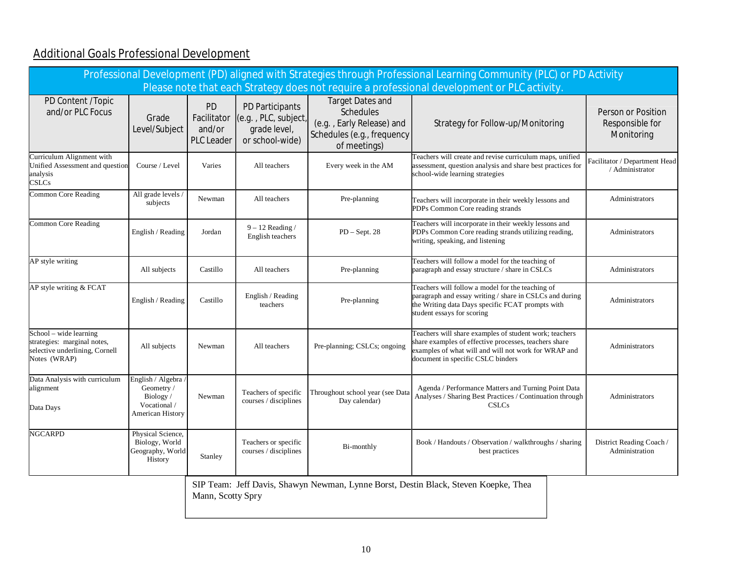## Additional Goals Professional Development

| Professional Development (PD) aligned with Strategies through Professional Learning Community (PLC) or PD Activity<br>Please note that each Strategy does not require a professional development or PLC activity. | | | | | | |
|---|---|---|---|---|---|---|
| PD Content /Topic and/or PLC Focus | Grade Level/Subject | PD Facilitator and/or PLC Leader | PD Participants (e.g. , PLC, subject, grade level, or school-wide) | Target Dates and Schedules (e.g. , Early Release) and Schedules (e.g., frequency of meetings) | Strategy for Follow-up/Monitoring | Person or Position Responsible for Monitoring |
| Curriculum Alignment with Unified Assessment and question analysis<br>CSLCs | Course / Level | Varies | All teachers | Every week in the AM | Teachers will create and revise curriculum maps, unified assessment, question analysis and share best practices for school-wide learning strategies | Facilitator / Department Head / Administrator |
| Common Core Reading | All grade levels / subjects | Newman | All teachers | Pre-planning | Teachers will incorporate in their weekly lessons and PDPs Common Core reading strands | Administrators |
| Common Core Reading | English / Reading | Jordan | 9 – 12 Reading / English teachers | PD – Sept. 28 | Teachers will incorporate in their weekly lessons and PDPs Common Core reading strands utilizing reading, writing, speaking, and listening | Administrators |
| AP style writing | All subjects | Castillo | All teachers | Pre-planning | Teachers will follow a model for the teaching of paragraph and essay structure / share in CSLCs | Administrators |
| AP style writing & FCAT | English / Reading | Castillo | English / Reading teachers | Pre-planning | Teachers will follow a model for the teaching of paragraph and essay writing / share in CSLCs and during the Writing data Days specific FCAT prompts with student essays for scoring | Administrators |
| School – wide learning strategies: marginal notes, selective underlining, Cornell Notes (WRAP) | All subjects | Newman | All teachers | Pre-planning; CSLCs; ongoing | Teachers will share examples of student work; teachers share examples of effective processes, teachers share examples of what will and will not work for WRAP and document in specific CSLC binders | Administrators |
| Data Analysis with curriculum alignment<br><br>Data Days | English / Algebra / Geometry / Biology / Vocational / American History | Newman | Teachers of specific courses / disciplines | Throughout school year (see Data Day calendar) | Agenda / Performance Matters and Turning Point Data Analyses / Sharing Best Practices / Continuation through CSLCs | Administrators |
| NGCARPD | Physical Science, Biology, World Geography, World History | Stanley | Teachers or specific courses / disciplines | Bi-monthly | Book / Handouts / Observation / walkthroughs / sharing best practices | District Reading Coach / Administration |

SIP Team: Jeff Davis, Shawyn Newman, Lynne Borst, Destin Black, Steven Koepke, Thea Mann, Scotty Spry